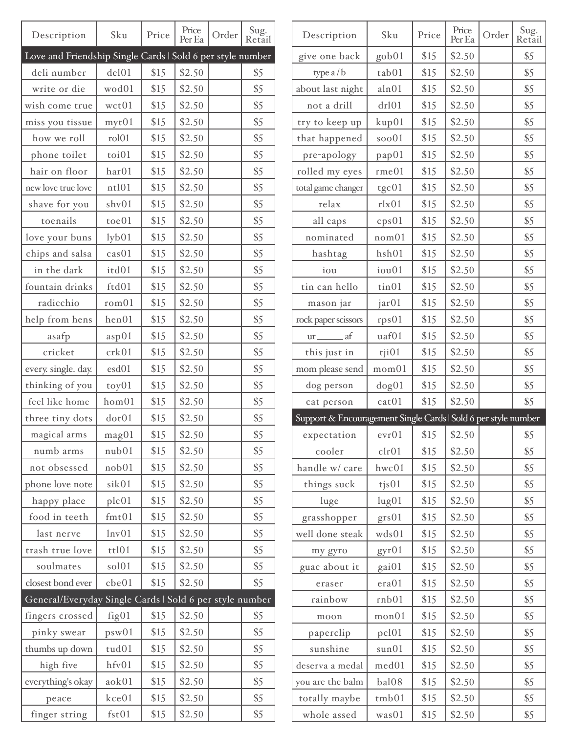| Description | Sku | Price | Price Per Ea | Order | Sug. Retail |
|---|---|---|---|---|---|
| **Love and Friendship Single Cards \| Sold 6 per style number** | | | | | |
| deli number | del01 | $15 | $2.50 | | $5 |
| write or die | wod01 | $15 | $2.50 | | $5 |
| wish come true | wct01 | $15 | $2.50 | | $5 |
| miss you tissue | myt01 | $15 | $2.50 | | $5 |
| how we roll | rol01 | $15 | $2.50 | | $5 |
| phone toilet | toi01 | $15 | $2.50 | | $5 |
| hair on floor | har01 | $15 | $2.50 | | $5 |
| new love true love | ntl01 | $15 | $2.50 | | $5 |
| shave for you | shv01 | $15 | $2.50 | | $5 |
| toenails | toe01 | $15 | $2.50 | | $5 |
| love your buns | lyb01 | $15 | $2.50 | | $5 |
| chips and salsa | cas01 | $15 | $2.50 | | $5 |
| in the dark | itd01 | $15 | $2.50 | | $5 |
| fountain drinks | ftd01 | $15 | $2.50 | | $5 |
| radicchio | rom01 | $15 | $2.50 | | $5 |
| help from hens | hen01 | $15 | $2.50 | | $5 |
| asafp | asp01 | $15 | $2.50 | | $5 |
| cricket | crk01 | $15 | $2.50 | | $5 |
| every. single. day. | esd01 | $15 | $2.50 | | $5 |
| thinking of you | toy01 | $15 | $2.50 | | $5 |
| feel like home | hom01 | $15 | $2.50 | | $5 |
| three tiny dots | dot01 | $15 | $2.50 | | $5 |
| magical arms | mag01 | $15 | $2.50 | | $5 |
| numb arms | nub01 | $15 | $2.50 | | $5 |
| not obsessed | nob01 | $15 | $2.50 | | $5 |
| phone love note | sik01 | $15 | $2.50 | | $5 |
| happy place | plc01 | $15 | $2.50 | | $5 |
| food in teeth | fmt01 | $15 | $2.50 | | $5 |
| last nerve | lnv01 | $15 | $2.50 | | $5 |
| trash true love | ttl01 | $15 | $2.50 | | $5 |
| soulmates | sol01 | $15 | $2.50 | | $5 |
| closest bond ever | cbe01 | $15 | $2.50 | | $5 |
| **General/Everyday Single Cards \| Sold 6 per style number** | | | | | |
| fingers crossed | fig01 | $15 | $2.50 | | $5 |
| pinky swear | psw01 | $15 | $2.50 | | $5 |
| thumbs up down | tud01 | $15 | $2.50 | | $5 |
| high five | hfv01 | $15 | $2.50 | | $5 |
| everything's okay | aok01 | $15 | $2.50 | | $5 |
| peace | kce01 | $15 | $2.50 | | $5 |
| finger string | fst01 | $15 | $2.50 | | $5 |

| Description | Sku | Price | Price Per Ea | Order | Sug. Retail |
|---|---|---|---|---|---|
| give one back | gob01 | $15 | $2.50 | | $5 |
| type a / b | tab01 | $15 | $2.50 | | $5 |
| about last night | aln01 | $15 | $2.50 | | $5 |
| not a drill | drl01 | $15 | $2.50 | | $5 |
| try to keep up | kup01 | $15 | $2.50 | | $5 |
| that happened | soo01 | $15 | $2.50 | | $5 |
| pre-apology | pap01 | $15 | $2.50 | | $5 |
| rolled my eyes | rme01 | $15 | $2.50 | | $5 |
| total game changer | tgc01 | $15 | $2.50 | | $5 |
| relax | rlx01 | $15 | $2.50 | | $5 |
| all caps | cps01 | $15 | $2.50 | | $5 |
| nominated | nom01 | $15 | $2.50 | | $5 |
| hashtag | hsh01 | $15 | $2.50 | | $5 |
| iou | iou01 | $15 | $2.50 | | $5 |
| tin can hello | tin01 | $15 | $2.50 | | $5 |
| mason jar | jar01 | $15 | $2.50 | | $5 |
| rock paper scissors | rps01 | $15 | $2.50 | | $5 |
| ur ______ af | uaf01 | $15 | $2.50 | | $5 |
| this just in | tji01 | $15 | $2.50 | | $5 |
| mom please send | mom01 | $15 | $2.50 | | $5 |
| dog person | dog01 | $15 | $2.50 | | $5 |
| cat person | cat01 | $15 | $2.50 | | $5 |
| **Support & Encouragement Single Cards \| Sold 6 per style number** | | | | | |
| expectation | evr01 | $15 | $2.50 | | $5 |
| cooler | clr01 | $15 | $2.50 | | $5 |
| handle w/ care | hwc01 | $15 | $2.50 | | $5 |
| things suck | tjs01 | $15 | $2.50 | | $5 |
| luge | lug01 | $15 | $2.50 | | $5 |
| grasshopper | grs01 | $15 | $2.50 | | $5 |
| well done steak | wds01 | $15 | $2.50 | | $5 |
| my gyro | gyr01 | $15 | $2.50 | | $5 |
| guac about it | gai01 | $15 | $2.50 | | $5 |
| eraser | era01 | $15 | $2.50 | | $5 |
| rainbow | rnb01 | $15 | $2.50 | | $5 |
| moon | mon01 | $15 | $2.50 | | $5 |
| paperclip | pcl01 | $15 | $2.50 | | $5 |
| sunshine | sun01 | $15 | $2.50 | | $5 |
| deserva a medal | med01 | $15 | $2.50 | | $5 |
| you are the balm | bal08 | $15 | $2.50 | | $5 |
| totally maybe | tmb01 | $15 | $2.50 | | $5 |
| whole assed | was01 | $15 | $2.50 | | $5 |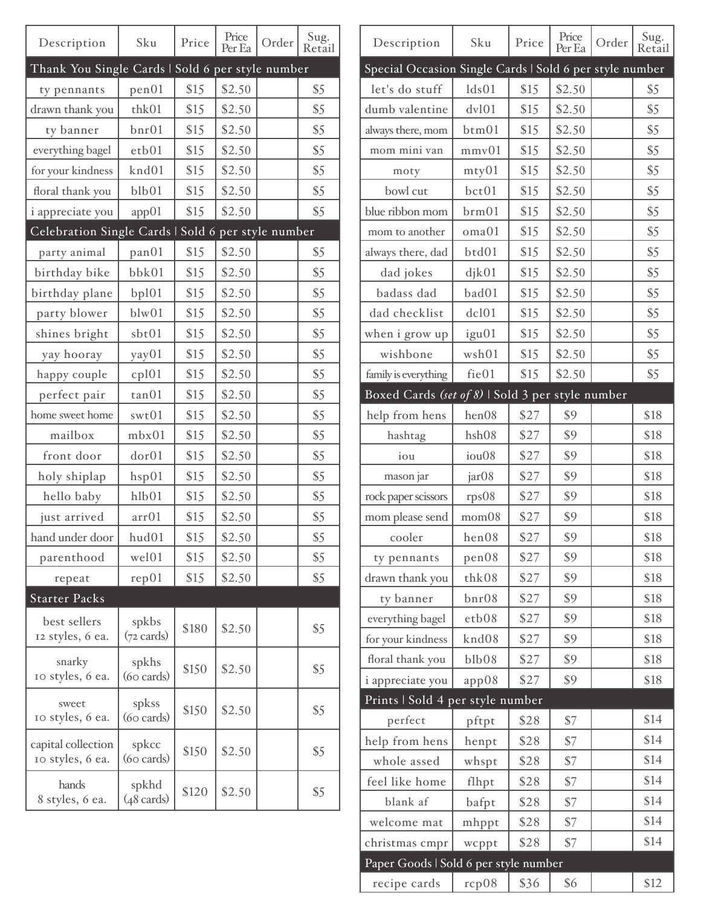| Description | Sku | Price | Price Per Ea | Order | Sug. Retail |
|---|---|---|---|---|---|
| **Thank You Single Cards \| Sold 6 per style number** | | | | | |
| ty pennants | pen01 | $15 | $2.50 | | $5 |
| drawn thank you | thk01 | $15 | $2.50 | | $5 |
| ty banner | bnr01 | $15 | $2.50 | | $5 |
| everything bagel | etb01 | $15 | $2.50 | | $5 |
| for your kindness | knd01 | $15 | $2.50 | | $5 |
| floral thank you | blb01 | $15 | $2.50 | | $5 |
| i appreciate you | app01 | $15 | $2.50 | | $5 |
| **Celebration Single Cards \| Sold 6 per style number** | | | | | |
| party animal | pan01 | $15 | $2.50 | | $5 |
| birthday bike | bbk01 | $15 | $2.50 | | $5 |
| birthday plane | bpl01 | $15 | $2.50 | | $5 |
| party blower | blw01 | $15 | $2.50 | | $5 |
| shines bright | sbt01 | $15 | $2.50 | | $5 |
| yay hooray | yay01 | $15 | $2.50 | | $5 |
| happy couple | cpl01 | $15 | $2.50 | | $5 |
| perfect pair | tan01 | $15 | $2.50 | | $5 |
| home sweet home | swt01 | $15 | $2.50 | | $5 |
| mailbox | mbx01 | $15 | $2.50 | | $5 |
| front door | dor01 | $15 | $2.50 | | $5 |
| holy shiplap | hsp01 | $15 | $2.50 | | $5 |
| hello baby | hlb01 | $15 | $2.50 | | $5 |
| just arrived | arr01 | $15 | $2.50 | | $5 |
| hand under door | hud01 | $15 | $2.50 | | $5 |
| parenthood | wel01 | $15 | $2.50 | | $5 |
| repeat | rep01 | $15 | $2.50 | | $5 |
| **Starter Packs** | | | | | |
| best sellers 12 styles, 6 ea. | spkbs (72 cards) | $180 | $2.50 | | $5 |
| snarky 10 styles, 6 ea. | spkhs (60 cards) | $150 | $2.50 | | $5 |
| sweet 10 styles, 6 ea. | spkss (60 cards) | $150 | $2.50 | | $5 |
| capital collection 10 styles, 6 ea. | spkcc (60 cards) | $150 | $2.50 | | $5 |
| hands 8 styles, 6 ea. | spkhd (48 cards) | $120 | $2.50 | | $5 |

| Description | Sku | Price | Price Per Ea | Order | Sug. Retail |
|---|---|---|---|---|---|
| **Special Occasion Single Cards \| Sold 6 per style number** | | | | | |
| let's do stuff | lds01 | $15 | $2.50 | | $5 |
| dumb valentine | dvl01 | $15 | $2.50 | | $5 |
| always there, mom | btm01 | $15 | $2.50 | | $5 |
| mom mini van | mmv01 | $15 | $2.50 | | $5 |
| moty | mty01 | $15 | $2.50 | | $5 |
| bowl cut | bct01 | $15 | $2.50 | | $5 |
| blue ribbon mom | brm01 | $15 | $2.50 | | $5 |
| mom to another | oma01 | $15 | $2.50 | | $5 |
| always there, dad | btd01 | $15 | $2.50 | | $5 |
| dad jokes | djk01 | $15 | $2.50 | | $5 |
| badass dad | bad01 | $15 | $2.50 | | $5 |
| dad checklist | dcl01 | $15 | $2.50 | | $5 |
| when i grow up | igu01 | $15 | $2.50 | | $5 |
| wishbone | wsh01 | $15 | $2.50 | | $5 |
| family is everything | fie01 | $15 | $2.50 | | $5 |
| **Boxed Cards *(set of 8)* \| Sold 3 per style number** | | | | | |
| help from hens | hen08 | $27 | $9 | | $18 |
| hashtag | hsh08 | $27 | $9 | | $18 |
| iou | iou08 | $27 | $9 | | $18 |
| mason jar | jar08 | $27 | $9 | | $18 |
| rock paper scissors | rps08 | $27 | $9 | | $18 |
| mom please send | mom08 | $27 | $9 | | $18 |
| cooler | hen08 | $27 | $9 | | $18 |
| ty pennants | pen08 | $27 | $9 | | $18 |
| drawn thank you | thk08 | $27 | $9 | | $18 |
| ty banner | bnr08 | $27 | $9 | | $18 |
| everything bagel | etb08 | $27 | $9 | | $18 |
| for your kindness | knd08 | $27 | $9 | | $18 |
| floral thank you | blb08 | $27 | $9 | | $18 |
| i appreciate you | app08 | $27 | $9 | | $18 |
| **Prints \| Sold 4 per style number** | | | | | |
| perfect | pftpt | $28 | $7 | | $14 |
| help from hens | henpt | $28 | $7 | | $14 |
| whole assed | whspt | $28 | $7 | | $14 |
| feel like home | flhpt | $28 | $7 | | $14 |
| blank af | bafpt | $28 | $7 | | $14 |
| welcome mat | mhppt | $28 | $7 | | $14 |
| christmas cmpr | wcppt | $28 | $7 | | $14 |
| **Paper Goods \| Sold 6 per style number** | | | | | |
| recipe cards | rcp08 | $36 | $6 | | $12 |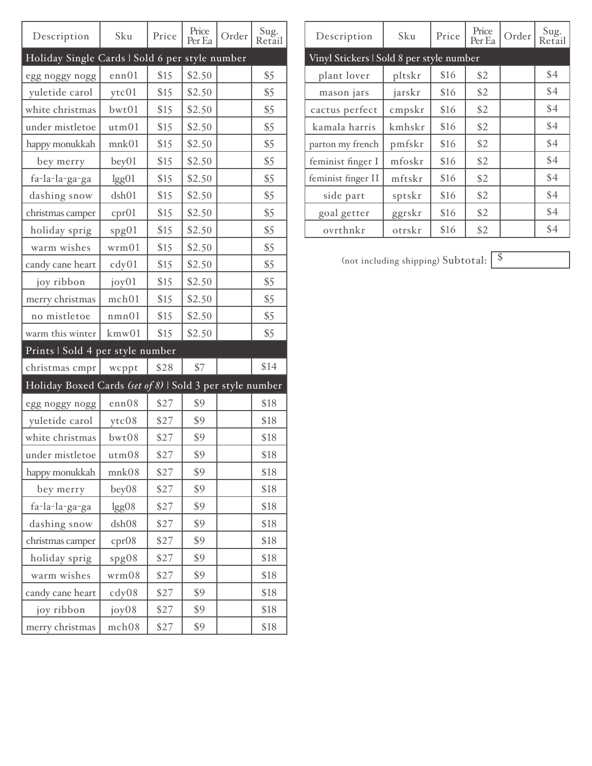| Description | Sku | Price | Price Per Ea | Order | Sug. Retail |
|---|---|---|---|---|---|
| **Holiday Single Cards \| Sold 6 per style number** | | | | | |
| egg noggy nogg | enn01 | $15 | $2.50 | | $5 |
| yuletide carol | ytc01 | $15 | $2.50 | | $5 |
| white christmas | bwt01 | $15 | $2.50 | | $5 |
| under mistletoe | utm01 | $15 | $2.50 | | $5 |
| happy monukkah | mnk01 | $15 | $2.50 | | $5 |
| bey merry | bey01 | $15 | $2.50 | | $5 |
| fa-la-la-ga-ga | lgg01 | $15 | $2.50 | | $5 |
| dashing snow | dsh01 | $15 | $2.50 | | $5 |
| christmas camper | cpr01 | $15 | $2.50 | | $5 |
| holiday sprig | spg01 | $15 | $2.50 | | $5 |
| warm wishes | wrm01 | $15 | $2.50 | | $5 |
| candy cane heart | cdy01 | $15 | $2.50 | | $5 |
| joy ribbon | joy01 | $15 | $2.50 | | $5 |
| merry christmas | mch01 | $15 | $2.50 | | $5 |
| no mistletoe | nmn01 | $15 | $2.50 | | $5 |
| warm this winter | kmw01 | $15 | $2.50 | | $5 |
| **Prints \| Sold 4 per style number** | | | | | |
| christmas cmpr | wcppt | $28 | $7 | | $14 |
| **Holiday Boxed Cards *(set of 8)* \| Sold 3 per style number** | | | | | |
| egg noggy nogg | enn08 | $27 | $9 | | $18 |
| yuletide carol | ytc08 | $27 | $9 | | $18 |
| white christmas | bwt08 | $27 | $9 | | $18 |
| under mistletoe | utm08 | $27 | $9 | | $18 |
| happy monukkah | mnk08 | $27 | $9 | | $18 |
| bey merry | bey08 | $27 | $9 | | $18 |
| fa-la-la-ga-ga | lgg08 | $27 | $9 | | $18 |
| dashing snow | dsh08 | $27 | $9 | | $18 |
| christmas camper | cpr08 | $27 | $9 | | $18 |
| holiday sprig | spg08 | $27 | $9 | | $18 |
| warm wishes | wrm08 | $27 | $9 | | $18 |
| candy cane heart | cdy08 | $27 | $9 | | $18 |
| joy ribbon | joy08 | $27 | $9 | | $18 |
| merry christmas | mch08 | $27 | $9 | | $18 |

| Description | Sku | Price | Price Per Ea | Order | Sug. Retail |
|---|---|---|---|---|---|
| **Vinyl Stickers \| Sold 8 per style number** | | | | | |
| plant lover | pltskr | $16 | $2 | | $4 |
| mason jars | jarskr | $16 | $2 | | $4 |
| cactus perfect | cmpskr | $16 | $2 | | $4 |
| kamala harris | kmhskr | $16 | $2 | | $4 |
| parton my french | pmfskr | $16 | $2 | | $4 |
| feminist finger I | mfoskr | $16 | $2 | | $4 |
| feminist finger II | mftskr | $16 | $2 | | $4 |
| side part | sptskr | $16 | $2 | | $4 |
| goal getter | ggrskr | $16 | $2 | | $4 |
| ovrthnkr | otrskr | $16 | $2 | | $4 |

(not including shipping) Subtotal: $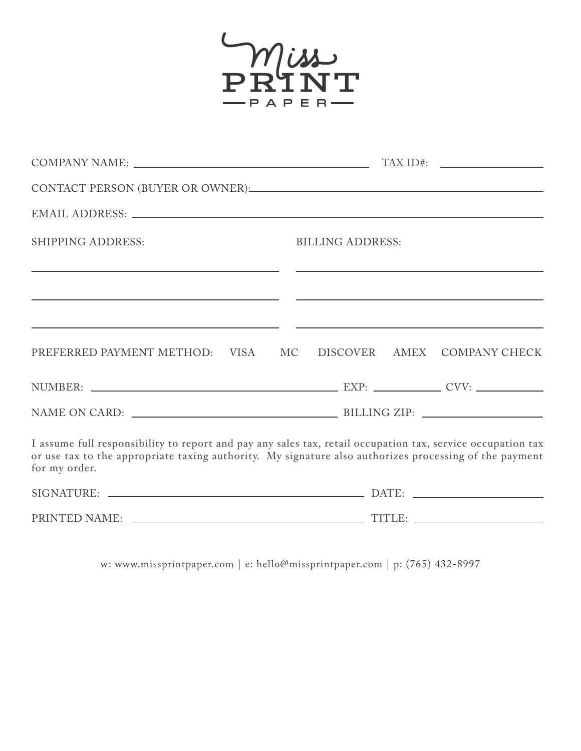# Miss PRINT PAPER

COMPANY NAME: ______________________________ TAX ID#: ______________

CONTACT PERSON (BUYER OR OWNER): ______________________________

EMAIL ADDRESS: ______________________________

SHIPPING ADDRESS: ______________________________

______________________________

______________________________

BILLING ADDRESS: ______________________________

______________________________

______________________________

PREFERRED PAYMENT METHOD: VISA MC DISCOVER AMEX COMPANY CHECK

NUMBER: ______________________________ EXP: __________ CVV: __________

NAME ON CARD: ______________________________ BILLING ZIP: ______________

I assume full responsibility to report and pay any sales tax, retail occupation tax, service occupation tax or use tax to the appropriate taxing authority. My signature also authorizes processing of the payment for my order.

SIGNATURE: ______________________________ DATE: ______________

PRINTED NAME: ______________________________ TITLE: ______________

w: www.missprintpaper.com | e: hello@missprintpaper.com | p: (765) 432-8997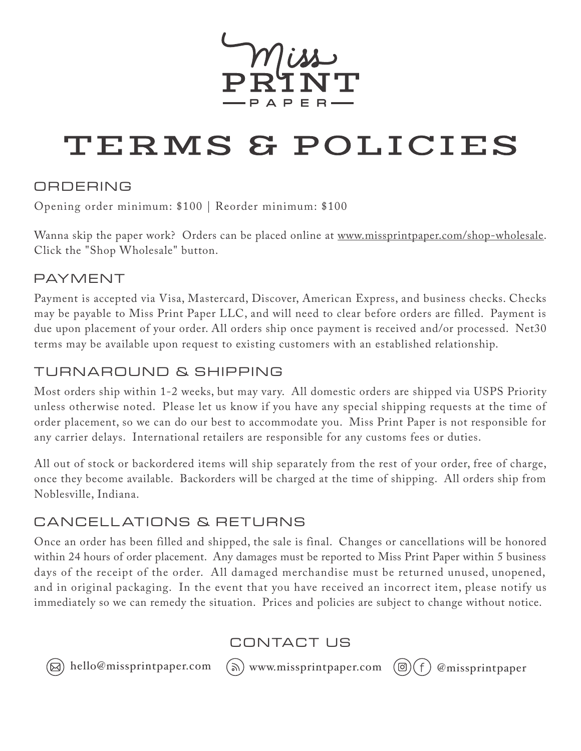Miss PRINT PAPER

# TERMS & POLICIES

## ORDERING

Opening order minimum: $100 | Reorder minimum: $100

Wanna skip the paper work? Orders can be placed online at www.missprintpaper.com/shop-wholesale. Click the "Shop Wholesale" button.

## PAYMENT

Payment is accepted via Visa, Mastercard, Discover, American Express, and business checks. Checks may be payable to Miss Print Paper LLC, and will need to clear before orders are filled. Payment is due upon placement of your order. All orders ship once payment is received and/or processed. Net30 terms may be available upon request to existing customers with an established relationship.

## TURNAROUND & SHIPPING

Most orders ship within 1-2 weeks, but may vary. All domestic orders are shipped via USPS Priority unless otherwise noted. Please let us know if you have any special shipping requests at the time of order placement, so we can do our best to accommodate you. Miss Print Paper is not responsible for any carrier delays. International retailers are responsible for any customs fees or duties.

All out of stock or backordered items will ship separately from the rest of your order, free of charge, once they become available. Backorders will be charged at the time of shipping. All orders ship from Noblesville, Indiana.

## CANCELLATIONS & RETURNS

Once an order has been filled and shipped, the sale is final. Changes or cancellations will be honored within 24 hours of order placement. Any damages must be reported to Miss Print Paper within 5 business days of the receipt of the order. All damaged merchandise must be returned unused, unopened, and in original packaging. In the event that you have received an incorrect item, please notify us immediately so we can remedy the situation. Prices and policies are subject to change without notice.

## CONTACT US

hello@missprintpaper.com | www.missprintpaper.com | @missprintpaper